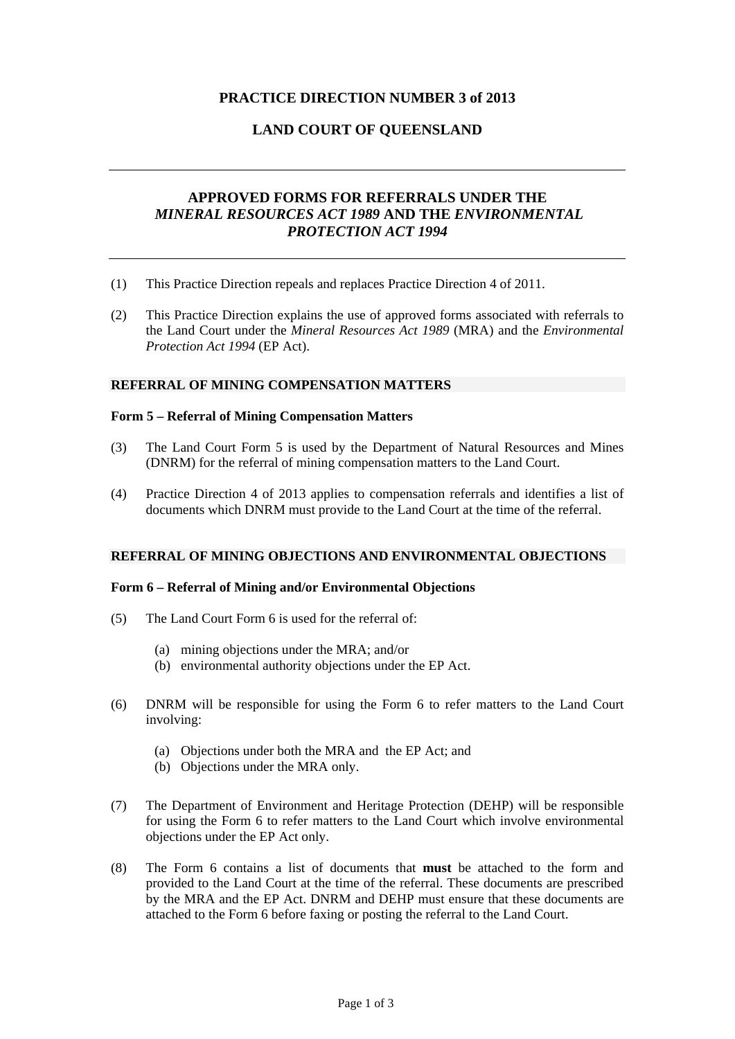# PRACTICE DIRECTION NUMBER 3 of 2013

# LAND COURT OF QUEENSLAND

## APPROVED FORMS FOR REFERRALS UNDER THE *MINERAL RESOURCES ACT 1989* AND THE *ENVIRONMENTAL PROTECTION ACT 1994*

(1) This Practice Direction repeals and replaces Practice Direction 4 of 2011.

(2) This Practice Direction explains the use of approved forms associated with referrals to the Land Court under the *Mineral Resources Act 1989* (MRA) and the *Environmental Protection Act 1994* (EP Act).

### REFERRAL OF MINING COMPENSATION MATTERS

#### Form 5 – Referral of Mining Compensation Matters

(3) The Land Court Form 5 is used by the Department of Natural Resources and Mines (DNRM) for the referral of mining compensation matters to the Land Court.

(4) Practice Direction 4 of 2013 applies to compensation referrals and identifies a list of documents which DNRM must provide to the Land Court at the time of the referral.

### REFERRAL OF MINING OBJECTIONS AND ENVIRONMENTAL OBJECTIONS

#### Form 6 – Referral of Mining and/or Environmental Objections

(5) The Land Court Form 6 is used for the referral of:

  (a) mining objections under the MRA; and/or
  (b) environmental authority objections under the EP Act.

(6) DNRM will be responsible for using the Form 6 to refer matters to the Land Court involving:

  (a) Objections under both the MRA and the EP Act; and
  (b) Objections under the MRA only.

(7) The Department of Environment and Heritage Protection (DEHP) will be responsible for using the Form 6 to refer matters to the Land Court which involve environmental objections under the EP Act only.

(8) The Form 6 contains a list of documents that **must** be attached to the form and provided to the Land Court at the time of the referral. These documents are prescribed by the MRA and the EP Act. DNRM and DEHP must ensure that these documents are attached to the Form 6 before faxing or posting the referral to the Land Court.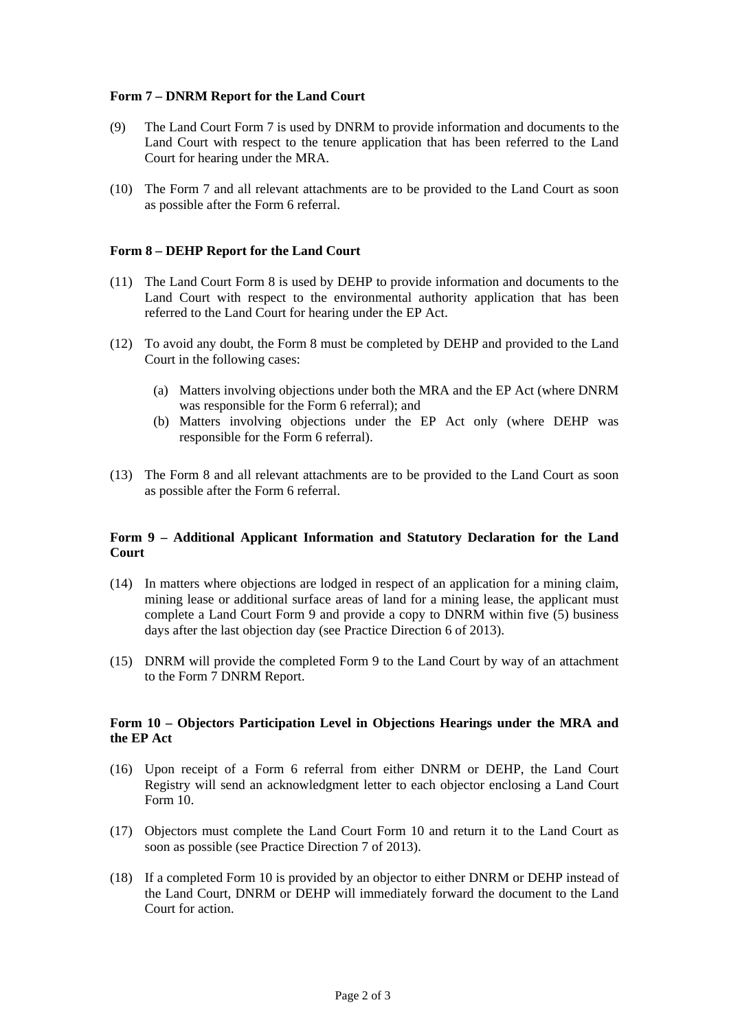**Form 7 – DNRM Report for the Land Court**

(9) The Land Court Form 7 is used by DNRM to provide information and documents to the Land Court with respect to the tenure application that has been referred to the Land Court for hearing under the MRA.

(10) The Form 7 and all relevant attachments are to be provided to the Land Court as soon as possible after the Form 6 referral.

**Form 8 – DEHP Report for the Land Court**

(11) The Land Court Form 8 is used by DEHP to provide information and documents to the Land Court with respect to the environmental authority application that has been referred to the Land Court for hearing under the EP Act.

(12) To avoid any doubt, the Form 8 must be completed by DEHP and provided to the Land Court in the following cases:

(a) Matters involving objections under both the MRA and the EP Act (where DNRM was responsible for the Form 6 referral); and
(b) Matters involving objections under the EP Act only (where DEHP was responsible for the Form 6 referral).

(13) The Form 8 and all relevant attachments are to be provided to the Land Court as soon as possible after the Form 6 referral.

**Form 9 – Additional Applicant Information and Statutory Declaration for the Land Court**

(14) In matters where objections are lodged in respect of an application for a mining claim, mining lease or additional surface areas of land for a mining lease, the applicant must complete a Land Court Form 9 and provide a copy to DNRM within five (5) business days after the last objection day (see Practice Direction 6 of 2013).

(15) DNRM will provide the completed Form 9 to the Land Court by way of an attachment to the Form 7 DNRM Report.

**Form 10 – Objectors Participation Level in Objections Hearings under the MRA and the EP Act**

(16) Upon receipt of a Form 6 referral from either DNRM or DEHP, the Land Court Registry will send an acknowledgment letter to each objector enclosing a Land Court Form 10.

(17) Objectors must complete the Land Court Form 10 and return it to the Land Court as soon as possible (see Practice Direction 7 of 2013).

(18) If a completed Form 10 is provided by an objector to either DNRM or DEHP instead of the Land Court, DNRM or DEHP will immediately forward the document to the Land Court for action.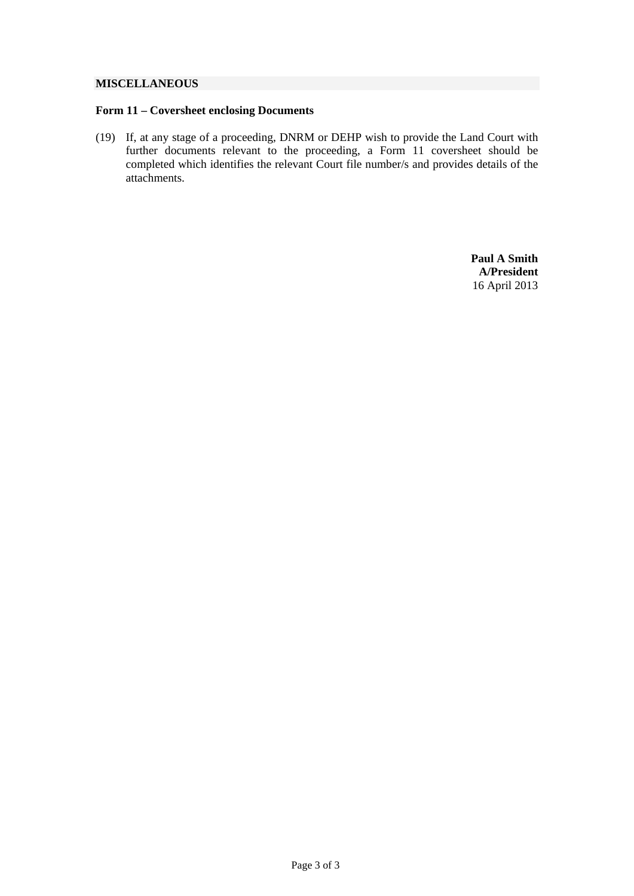## MISCELLANEOUS

### Form 11 – Coversheet enclosing Documents

(19) If, at any stage of a proceeding, DNRM or DEHP wish to provide the Land Court with further documents relevant to the proceeding, a Form 11 coversheet should be completed which identifies the relevant Court file number/s and provides details of the attachments.

**Paul A Smith**
**A/President**
16 April 2013